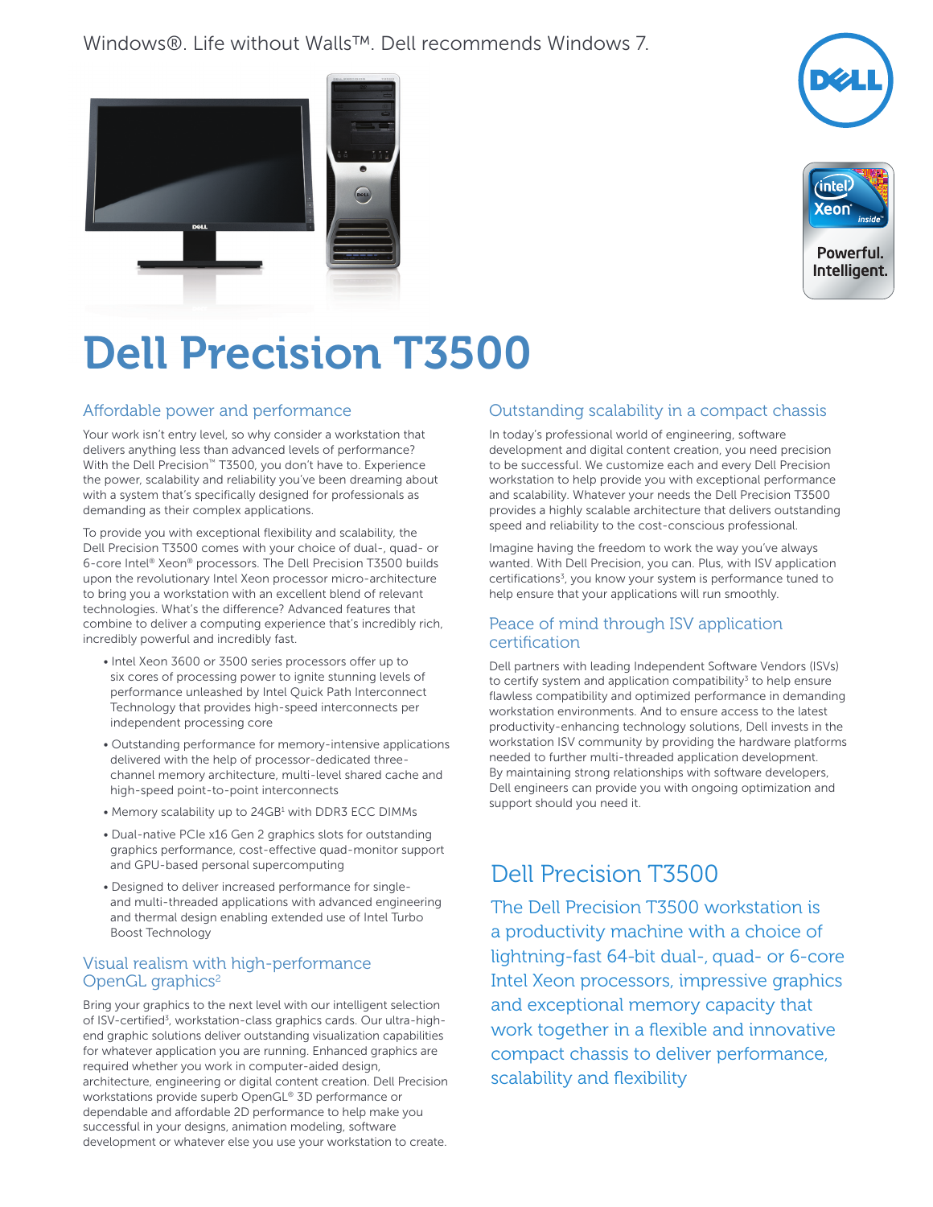Windows®. Life without Walls™. Dell recommends Windows 7.

Powerful. Intelligent.

# Dell Precision T3500

## Affordable power and performance

Your work isn't entry level, so why consider a workstation that delivers anything less than advanced levels of performance? With the Dell Precision™ T3500, you don't have to. Experience the power, scalability and reliability you've been dreaming about with a system that's specifically designed for professionals as demanding as their complex applications.

To provide you with exceptional flexibility and scalability, the Dell Precision T3500 comes with your choice of dual-, quad- or 6-core Intel® Xeon® processors. The Dell Precision T3500 builds upon the revolutionary Intel Xeon processor micro-architecture to bring you a workstation with an excellent blend of relevant technologies. What's the difference? Advanced features that combine to deliver a computing experience that's incredibly rich, incredibly powerful and incredibly fast.

- Intel Xeon 3600 or 3500 series processors offer up to six cores of processing power to ignite stunning levels of performance unleashed by Intel Quick Path Interconnect Technology that provides high-speed interconnects per independent processing core
- Outstanding performance for memory-intensive applications delivered with the help of processor-dedicated three-channel memory architecture, multi-level shared cache and high-speed point-to-point interconnects
- Memory scalability up to 24GB[1] with DDR3 ECC DIMMs
- Dual-native PCIe x16 Gen 2 graphics slots for outstanding graphics performance, cost-effective quad-monitor support and GPU-based personal supercomputing
- Designed to deliver increased performance for single- and multi-threaded applications with advanced engineering and thermal design enabling extended use of Intel Turbo Boost Technology

## Visual realism with high-performance OpenGL graphics[2]

Bring your graphics to the next level with our intelligent selection of ISV-certified[3], workstation-class graphics cards. Our ultra-high-end graphic solutions deliver outstanding visualization capabilities for whatever application you are running. Enhanced graphics are required whether you work in computer-aided design, architecture, engineering or digital content creation. Dell Precision workstations provide superb OpenGL® 3D performance or dependable and affordable 2D performance to help make you successful in your designs, animation modeling, software development or whatever else you use your workstation to create.

## Outstanding scalability in a compact chassis

In today's professional world of engineering, software development and digital content creation, you need precision to be successful. We customize each and every Dell Precision workstation to help provide you with exceptional performance and scalability. Whatever your needs the Dell Precision T3500 provides a highly scalable architecture that delivers outstanding speed and reliability to the cost-conscious professional.

Imagine having the freedom to work the way you've always wanted. With Dell Precision, you can. Plus, with ISV application certifications[3], you know your system is performance tuned to help ensure that your applications will run smoothly.

## Peace of mind through ISV application certification

Dell partners with leading Independent Software Vendors (ISVs) to certify system and application compatibility[3] to help ensure flawless compatibility and optimized performance in demanding workstation environments. And to ensure access to the latest productivity-enhancing technology solutions, Dell invests in the workstation ISV community by providing the hardware platforms needed to further multi-threaded application development. By maintaining strong relationships with software developers, Dell engineers can provide you with ongoing optimization and support should you need it.

## Dell Precision T3500

The Dell Precision T3500 workstation is a productivity machine with a choice of lightning-fast 64-bit dual-, quad- or 6-core Intel Xeon processors, impressive graphics and exceptional memory capacity that work together in a flexible and innovative compact chassis to deliver performance, scalability and flexibility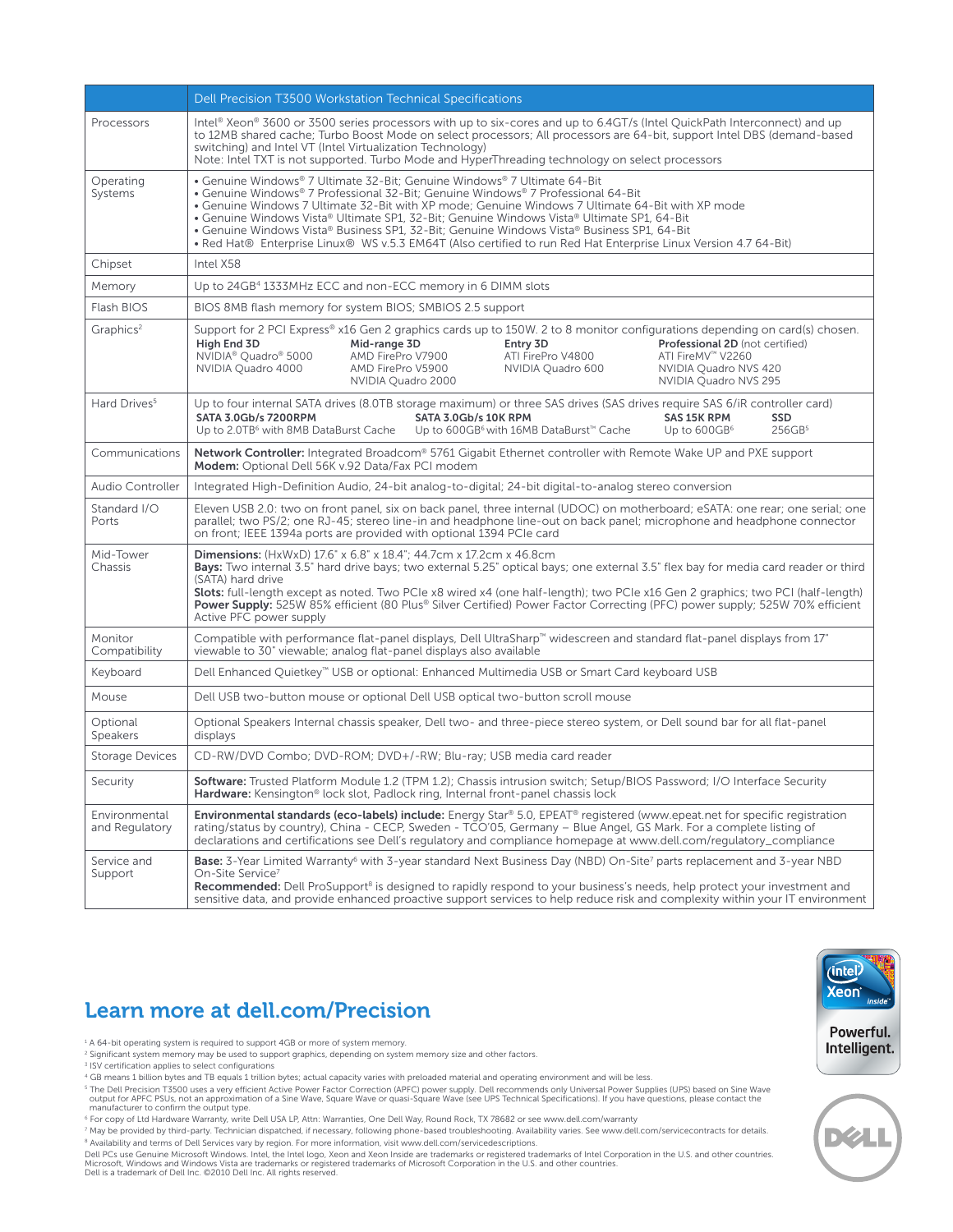| | Dell Precision T3500 Workstation Technical Specifications |
|---|---|
| Processors | Intel® Xeon® 3600 or 3500 series processors with up to six-cores and up to 6.4GT/s (Intel QuickPath Interconnect) and up to 12MB shared cache; Turbo Boost Mode on select processors; All processors are 64-bit, support Intel DBS (demand-based switching) and Intel VT (Intel Virtualization Technology)<br>Note: Intel TXT is not supported. Turbo Mode and HyperThreading technology on select processors |
| Operating Systems | • Genuine Windows® 7 Ultimate 32-Bit; Genuine Windows® 7 Ultimate 64-Bit<br>• Genuine Windows® 7 Professional 32-Bit; Genuine Windows® 7 Professional 64-Bit<br>• Genuine Windows 7 Ultimate 32-Bit with XP mode; Genuine Windows 7 Ultimate 64-Bit with XP mode<br>• Genuine Windows Vista® Ultimate SP1, 32-Bit; Genuine Windows Vista® Ultimate SP1, 64-Bit<br>• Genuine Windows Vista® Business SP1, 32-Bit; Genuine Windows Vista® Business SP1, 64-Bit<br>• Red Hat® Enterprise Linux® WS v.5.3 EM64T (Also certified to run Red Hat Enterprise Linux Version 4.7 64-Bit) |
| Chipset | Intel X58 |
| Memory | Up to 24GB[4] 1333MHz ECC and non-ECC memory in 6 DIMM slots |
| Flash BIOS | BIOS 8MB flash memory for system BIOS; SMBIOS 2.5 support |
| Graphics[2] | Support for 2 PCI Express® x16 Gen 2 graphics cards up to 150W. 2 to 8 monitor configurations depending on card(s) chosen.<br>**High End 3D**: NVIDIA® Quadro® 5000; NVIDIA Quadro 4000<br>**Mid-range 3D**: AMD FirePro V7900; AMD FirePro V5900; NVIDIA Quadro 2000<br>**Entry 3D**: ATI FirePro V4800; NVIDIA Quadro 600<br>**Professional 2D** (not certified): ATI FireMV™ V2260; NVIDIA Quadro NVS 420; NVIDIA Quadro NVS 295 |
| Hard Drives[5] | Up to four internal SATA drives (8.0TB storage maximum) or three SAS drives (SAS drives require SAS 6/iR controller card)<br>**SATA 3.0Gb/s 7200RPM**: Up to 2.0TB[6] with 8MB DataBurst Cache<br>**SATA 3.0Gb/s 10K RPM**: Up to 600GB[6] with 16MB DataBurst™ Cache<br>**SAS 15K RPM**: Up to 600GB[6]<br>**SSD**: 256GB[5] |
| Communications | **Network Controller:** Integrated Broadcom® 5761 Gigabit Ethernet controller with Remote Wake UP and PXE support<br>**Modem:** Optional Dell 56K v.92 Data/Fax PCI modem |
| Audio Controller | Integrated High-Definition Audio, 24-bit analog-to-digital; 24-bit digital-to-analog stereo conversion |
| Standard I/O Ports | Eleven USB 2.0: two on front panel, six on back panel, three internal (UDOC) on motherboard; eSATA: one rear; one serial; one parallel; two PS/2; one RJ-45; stereo line-in and headphone line-out on back panel; microphone and headphone connector on front; IEEE 1394a ports are provided with optional 1394 PCIe card |
| Mid-Tower Chassis | **Dimensions:** (HxWxD) 17.6" x 6.8" x 18.4"; 44.7cm x 17.2cm x 46.8cm<br>**Bays:** Two internal 3.5" hard drive bays; two external 5.25" optical bays; one external 3.5" flex bay for media card reader or third (SATA) hard drive<br>**Slots:** full-length except as noted. Two PCIe x8 wired x4 (one half-length); two PCIe x16 Gen 2 graphics; two PCI (half-length)<br>**Power Supply:** 525W 85% efficient (80 Plus® Silver Certified) Power Factor Correcting (PFC) power supply; 525W 70% efficient Active PFC power supply |
| Monitor Compatibility | Compatible with performance flat-panel displays, Dell UltraSharp™ widescreen and standard flat-panel displays from 17" viewable to 30" viewable; analog flat-panel displays also available |
| Keyboard | Dell Enhanced Quietkey™ USB or optional: Enhanced Multimedia USB or Smart Card keyboard USB |
| Mouse | Dell USB two-button mouse or optional Dell USB optical two-button scroll mouse |
| Optional Speakers | Optional Speakers Internal chassis speaker, Dell two- and three-piece stereo system, or Dell sound bar for all flat-panel displays |
| Storage Devices | CD-RW/DVD Combo; DVD-ROM; DVD+/-RW; Blu-ray; USB media card reader |
| Security | **Software:** Trusted Platform Module 1.2 (TPM 1.2); Chassis intrusion switch; Setup/BIOS Password; I/O Interface Security<br>**Hardware:** Kensington® lock slot, Padlock ring, Internal front-panel chassis lock |
| Environmental and Regulatory | **Environmental standards (eco-labels) include:** Energy Star® 5.0, EPEAT® registered (www.epeat.net for specific registration rating/status by country), China - CECP, Sweden - TCO'05, Germany – Blue Angel, GS Mark. For a complete listing of declarations and certifications see Dell's regulatory and compliance homepage at www.dell.com/regulatory_compliance |
| Service and Support | **Base:** 3-Year Limited Warranty[6] with 3-year standard Next Business Day (NBD) On-Site[7] parts replacement and 3-year NBD On-Site Service[7]<br>**Recommended:** Dell ProSupport[8] is designed to rapidly respond to your business's needs, help protect your investment and sensitive data, and provide enhanced proactive support services to help reduce risk and complexity within your IT environment |

## Learn more at dell.com/Precision

[1] A 64-bit operating system is required to support 4GB or more of system memory.
[2] Significant system memory may be used to support graphics, depending on system memory size and other factors.
[3] ISV certification applies to select configurations
[4] GB means 1 billion bytes and TB equals 1 trillion bytes; actual capacity varies with preloaded material and operating environment and will be less.
[5] The Dell Precision T3500 uses a very efficient Active Power Factor Correction (APFC) power supply. Dell recommends only Universal Power Supplies (UPS) based on Sine Wave output for APFC PSUs, not an approximation of a Sine Wave, Square Wave or quasi-Square Wave (see UPS Technical Specifications). If you have questions, please contact the manufacturer to confirm the output type.
[6] For copy of Ltd Hardware Warranty, write Dell USA LP, Attn: Warranties, One Dell Way, Round Rock, TX 78682 or see www.dell.com/warranty
[7] May be provided by third-party. Technician dispatched, if necessary, following phone-based troubleshooting. Availability varies. See www.dell.com/servicecontracts for details.
[8] Availability and terms of Dell Services vary by region. For more information, visit www.dell.com/servicedescriptions.

Dell PCs use Genuine Microsoft Windows. Intel, the Intel logo, Xeon and Xeon Inside are trademarks or registered trademarks of Intel Corporation in the U.S. and other countries. Microsoft, Windows and Windows Vista are trademarks or registered trademarks of Microsoft Corporation in the U.S. and other countries. Dell is a trademark of Dell Inc. ©2010 Dell Inc. All rights reserved.

Powerful. Intelligent.